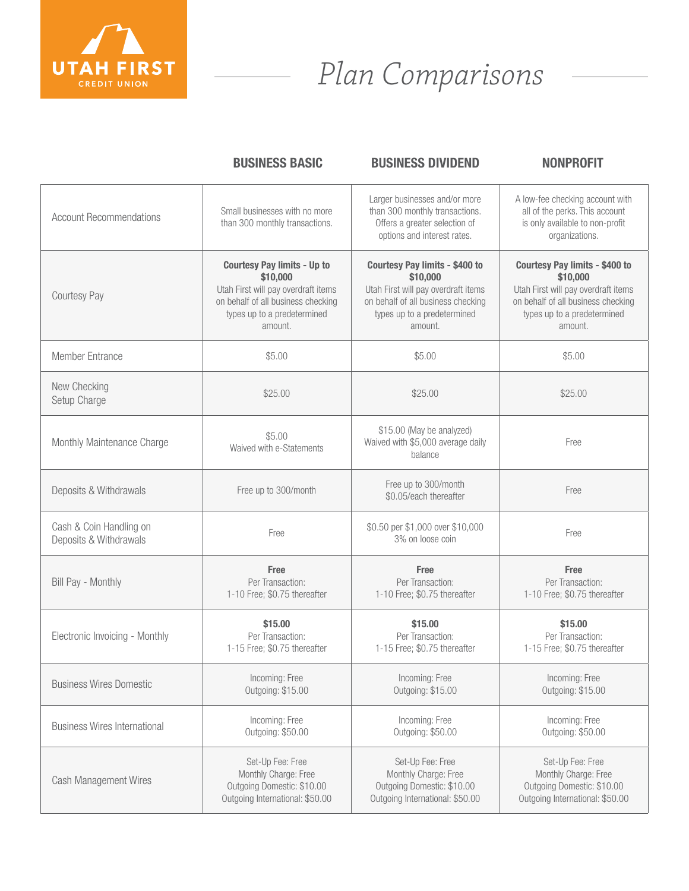UTAH FIRST CREDIT UNION

# Plan Comparisons

| | BUSINESS BASIC | BUSINESS DIVIDEND | NONPROFIT |
|---|---|---|---|
| Account Recommendations | Small businesses with no more than 300 monthly transactions. | Larger businesses and/or more than 300 monthly transactions. Offers a greater selection of options and interest rates. | A low-fee checking account with all of the perks. This account is only available to non-profit organizations. |
| Courtesy Pay | **Courtesy Pay limits - Up to $10,000** Utah First will pay overdraft items on behalf of all business checking types up to a predetermined amount. | **Courtesy Pay limits - $400 to $10,000** Utah First will pay overdraft items on behalf of all business checking types up to a predetermined amount. | **Courtesy Pay limits - $400 to $10,000** Utah First will pay overdraft items on behalf of all business checking types up to a predetermined amount. |
| Member Entrance | $5.00 | $5.00 | $5.00 |
| New Checking Setup Charge | $25.00 | $25.00 | $25.00 |
| Monthly Maintenance Charge | $5.00 Waived with e-Statements | $15.00 (May be analyzed) Waived with $5,000 average daily balance | Free |
| Deposits & Withdrawals | Free up to 300/month | Free up to 300/month $0.05/each thereafter | Free |
| Cash & Coin Handling on Deposits & Withdrawals | Free | $0.50 per $1,000 over $10,000 3% on loose coin | Free |
| Bill Pay - Monthly | **Free** Per Transaction: 1-10 Free; $0.75 thereafter | **Free** Per Transaction: 1-10 Free; $0.75 thereafter | **Free** Per Transaction: 1-10 Free; $0.75 thereafter |
| Electronic Invoicing - Monthly | **$15.00** Per Transaction: 1-15 Free; $0.75 thereafter | **$15.00** Per Transaction: 1-15 Free; $0.75 thereafter | **$15.00** Per Transaction: 1-15 Free; $0.75 thereafter |
| Business Wires Domestic | Incoming: Free Outgoing: $15.00 | Incoming: Free Outgoing: $15.00 | Incoming: Free Outgoing: $15.00 |
| Business Wires International | Incoming: Free Outgoing: $50.00 | Incoming: Free Outgoing: $50.00 | Incoming: Free Outgoing: $50.00 |
| Cash Management Wires | Set-Up Fee: Free Monthly Charge: Free Outgoing Domestic: $10.00 Outgoing International: $50.00 | Set-Up Fee: Free Monthly Charge: Free Outgoing Domestic: $10.00 Outgoing International: $50.00 | Set-Up Fee: Free Monthly Charge: Free Outgoing Domestic: $10.00 Outgoing International: $50.00 |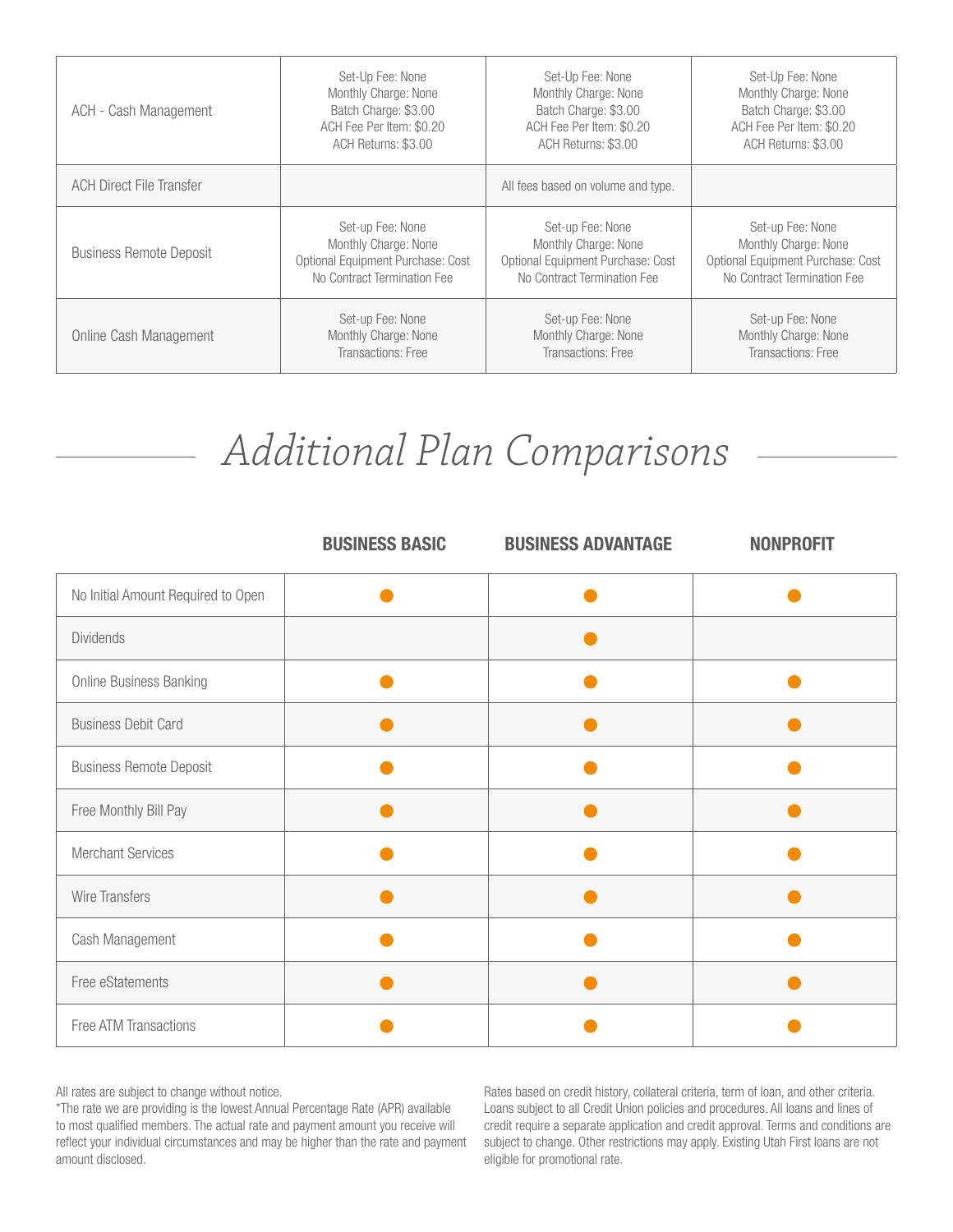| | | | |
|---|---|---|---|
| ACH - Cash Management | Set-Up Fee: None<br>Monthly Charge: None<br>Batch Charge: $3.00<br>ACH Fee Per Item: $0.20<br>ACH Returns: $3.00 | Set-Up Fee: None<br>Monthly Charge: None<br>Batch Charge: $3.00<br>ACH Fee Per Item: $0.20<br>ACH Returns: $3.00 | Set-Up Fee: None<br>Monthly Charge: None<br>Batch Charge: $3.00<br>ACH Fee Per Item: $0.20<br>ACH Returns: $3.00 |
| ACH Direct File Transfer | | All fees based on volume and type. | |
| Business Remote Deposit | Set-up Fee: None<br>Monthly Charge: None<br>Optional Equipment Purchase: Cost<br>No Contract Termination Fee | Set-up Fee: None<br>Monthly Charge: None<br>Optional Equipment Purchase: Cost<br>No Contract Termination Fee | Set-up Fee: None<br>Monthly Charge: None<br>Optional Equipment Purchase: Cost<br>No Contract Termination Fee |
| Online Cash Management | Set-up Fee: None<br>Monthly Charge: None<br>Transactions: Free | Set-up Fee: None<br>Monthly Charge: None<br>Transactions: Free | Set-up Fee: None<br>Monthly Charge: None<br>Transactions: Free |

## *Additional Plan Comparisons*

| | BUSINESS BASIC | BUSINESS ADVANTAGE | NONPROFIT |
|---|---|---|---|
| No Initial Amount Required to Open | ● | ● | ● |
| Dividends | | ● | |
| Online Business Banking | ● | ● | ● |
| Business Debit Card | ● | ● | ● |
| Business Remote Deposit | ● | ● | ● |
| Free Monthly Bill Pay | ● | ● | ● |
| Merchant Services | ● | ● | ● |
| Wire Transfers | ● | ● | ● |
| Cash Management | ● | ● | ● |
| Free eStatements | ● | ● | ● |
| Free ATM Transactions | ● | ● | ● |

All rates are subject to change without notice.
*The rate we are providing is the lowest Annual Percentage Rate (APR) available to most qualified members. The actual rate and payment amount you receive will reflect your individual circumstances and may be higher than the rate and payment amount disclosed.

Rates based on credit history, collateral criteria, term of loan, and other criteria. Loans subject to all Credit Union policies and procedures. All loans and lines of credit require a separate application and credit approval. Terms and conditions are subject to change. Other restrictions may apply. Existing Utah First loans are not eligible for promotional rate.